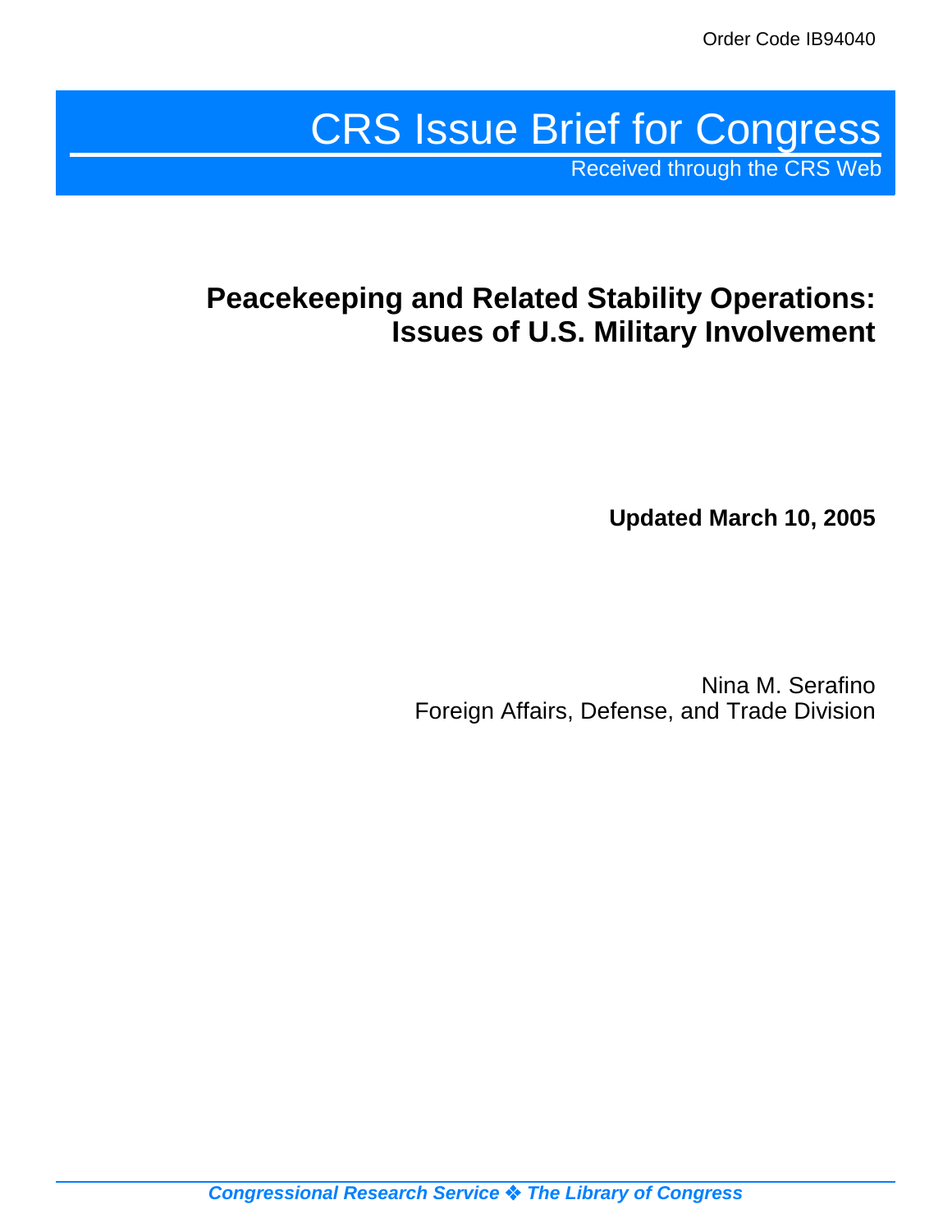Order Code IB94040

# CRS Issue Brief for Congress

Received through the CRS Web

## Peacekeeping and Related Stability Operations: Issues of U.S. Military Involvement

**Updated March 10, 2005**

Nina M. Serafino
Foreign Affairs, Defense, and Trade Division

*Congressional Research Service ❖ The Library of Congress*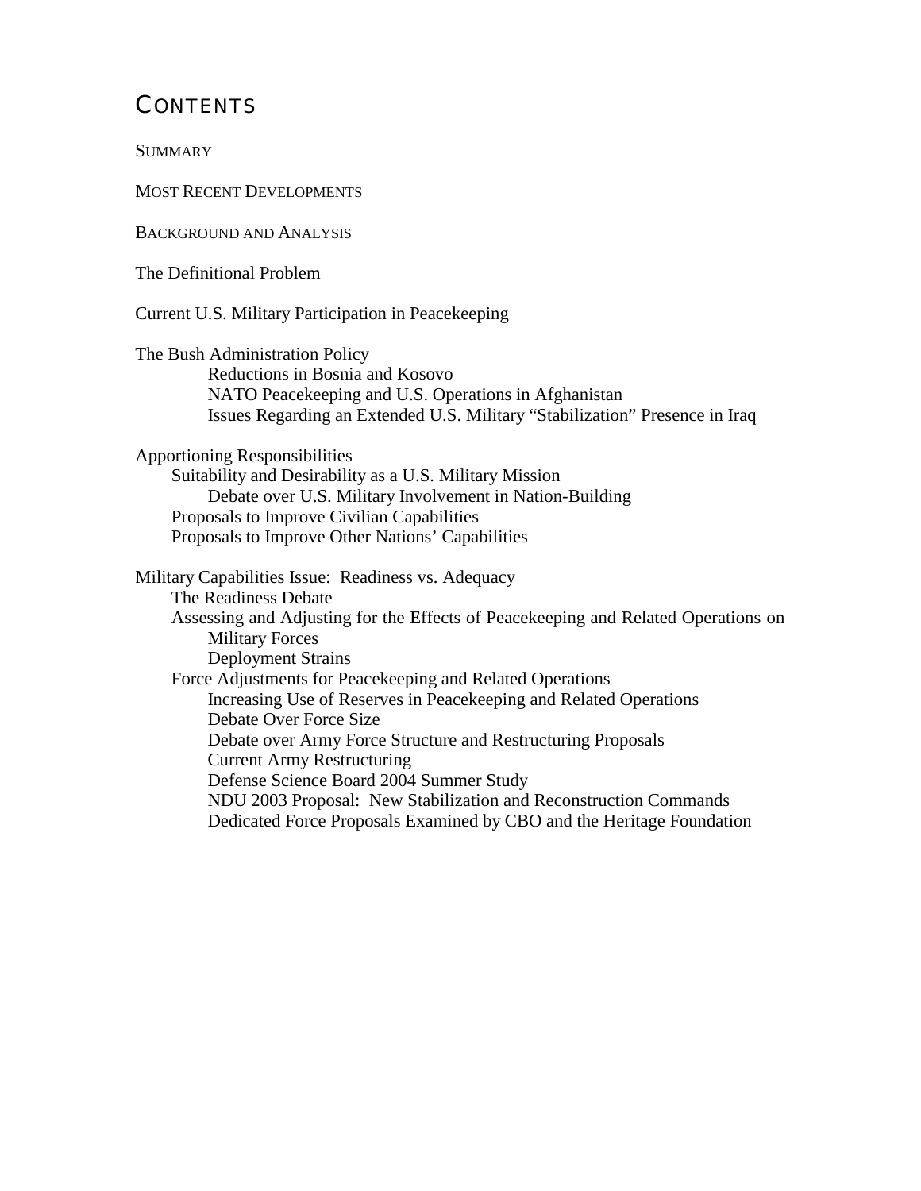# Contents

Summary

Most Recent Developments

Background and Analysis

The Definitional Problem

Current U.S. Military Participation in Peacekeeping

The Bush Administration Policy
- Reductions in Bosnia and Kosovo
- NATO Peacekeeping and U.S. Operations in Afghanistan
- Issues Regarding an Extended U.S. Military "Stabilization" Presence in Iraq

Apportioning Responsibilities
- Suitability and Desirability as a U.S. Military Mission
  - Debate over U.S. Military Involvement in Nation-Building
- Proposals to Improve Civilian Capabilities
- Proposals to Improve Other Nations' Capabilities

Military Capabilities Issue: Readiness vs. Adequacy
- The Readiness Debate
- Assessing and Adjusting for the Effects of Peacekeeping and Related Operations on Military Forces
  - Deployment Strains
- Force Adjustments for Peacekeeping and Related Operations
  - Increasing Use of Reserves in Peacekeeping and Related Operations
  - Debate Over Force Size
  - Debate over Army Force Structure and Restructuring Proposals
  - Current Army Restructuring
  - Defense Science Board 2004 Summer Study
  - NDU 2003 Proposal: New Stabilization and Reconstruction Commands
  - Dedicated Force Proposals Examined by CBO and the Heritage Foundation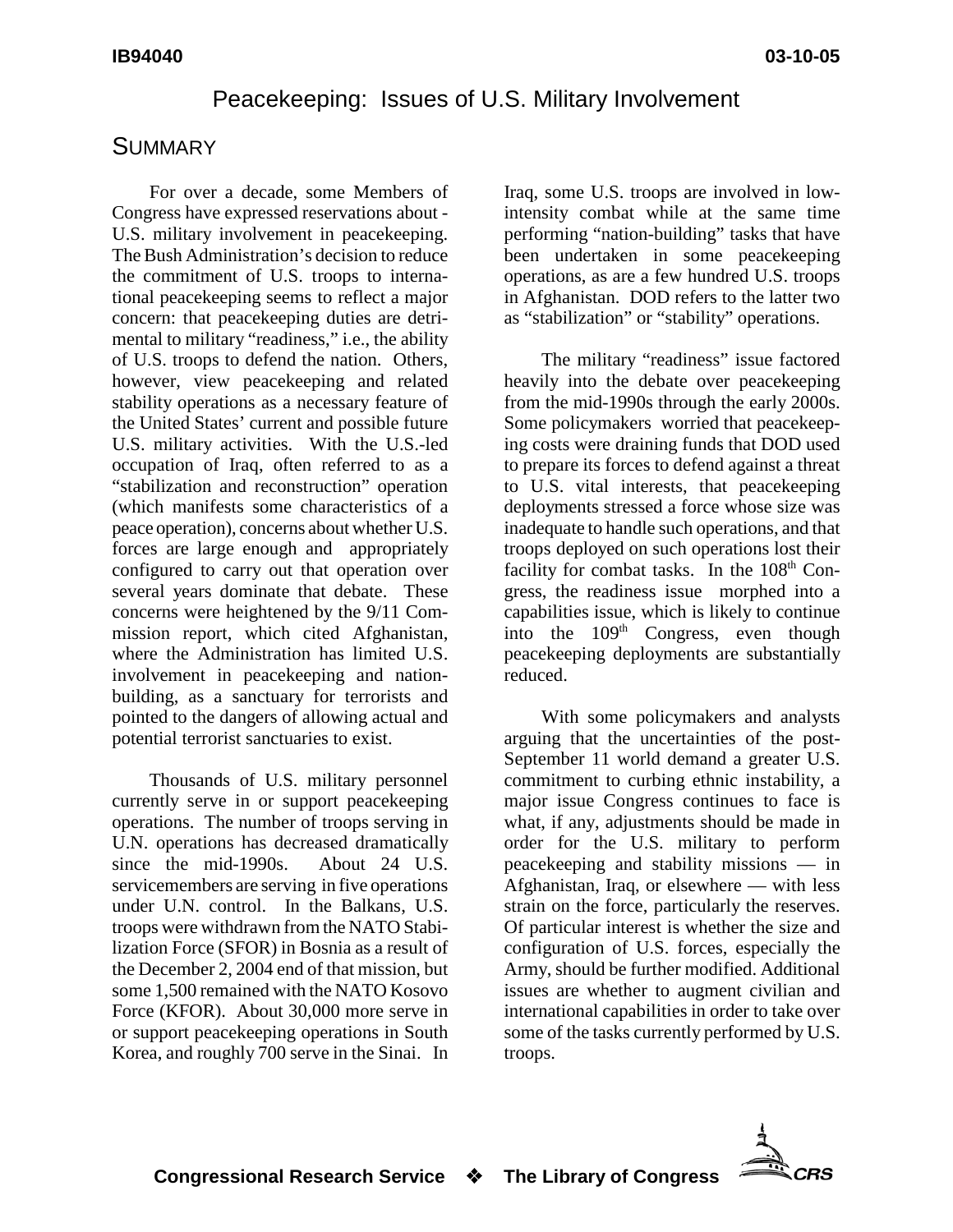# Peacekeeping: Issues of U.S. Military Involvement

## Summary

For over a decade, some Members of Congress have expressed reservations about - U.S. military involvement in peacekeeping. The Bush Administration's decision to reduce the commitment of U.S. troops to international peacekeeping seems to reflect a major concern: that peacekeeping duties are detrimental to military "readiness," i.e., the ability of U.S. troops to defend the nation. Others, however, view peacekeeping and related stability operations as a necessary feature of the United States' current and possible future U.S. military activities. With the U.S.-led occupation of Iraq, often referred to as a "stabilization and reconstruction" operation (which manifests some characteristics of a peace operation), concerns about whether U.S. forces are large enough and appropriately configured to carry out that operation over several years dominate that debate. These concerns were heightened by the 9/11 Commission report, which cited Afghanistan, where the Administration has limited U.S. involvement in peacekeeping and nation-building, as a sanctuary for terrorists and pointed to the dangers of allowing actual and potential terrorist sanctuaries to exist.

Thousands of U.S. military personnel currently serve in or support peacekeeping operations. The number of troops serving in U.N. operations has decreased dramatically since the mid-1990s. About 24 U.S. servicemembers are serving in five operations under U.N. control. In the Balkans, U.S. troops were withdrawn from the NATO Stabilization Force (SFOR) in Bosnia as a result of the December 2, 2004 end of that mission, but some 1,500 remained with the NATO Kosovo Force (KFOR). About 30,000 more serve in or support peacekeeping operations in South Korea, and roughly 700 serve in the Sinai. In Iraq, some U.S. troops are involved in low-intensity combat while at the same time performing "nation-building" tasks that have been undertaken in some peacekeeping operations, as are a few hundred U.S. troops in Afghanistan. DOD refers to the latter two as "stabilization" or "stability" operations.

The military "readiness" issue factored heavily into the debate over peacekeeping from the mid-1990s through the early 2000s. Some policymakers worried that peacekeeping costs were draining funds that DOD used to prepare its forces to defend against a threat to U.S. vital interests, that peacekeeping deployments stressed a force whose size was inadequate to handle such operations, and that troops deployed on such operations lost their facility for combat tasks. In the 108th Congress, the readiness issue morphed into a capabilities issue, which is likely to continue into the 109th Congress, even though peacekeeping deployments are substantially reduced.

With some policymakers and analysts arguing that the uncertainties of the post-September 11 world demand a greater U.S. commitment to curbing ethnic instability, a major issue Congress continues to face is what, if any, adjustments should be made in order for the U.S. military to perform peacekeeping and stability missions — in Afghanistan, Iraq, or elsewhere — with less strain on the force, particularly the reserves. Of particular interest is whether the size and configuration of U.S. forces, especially the Army, should be further modified. Additional issues are whether to augment civilian and international capabilities in order to take over some of the tasks currently performed by U.S. troops.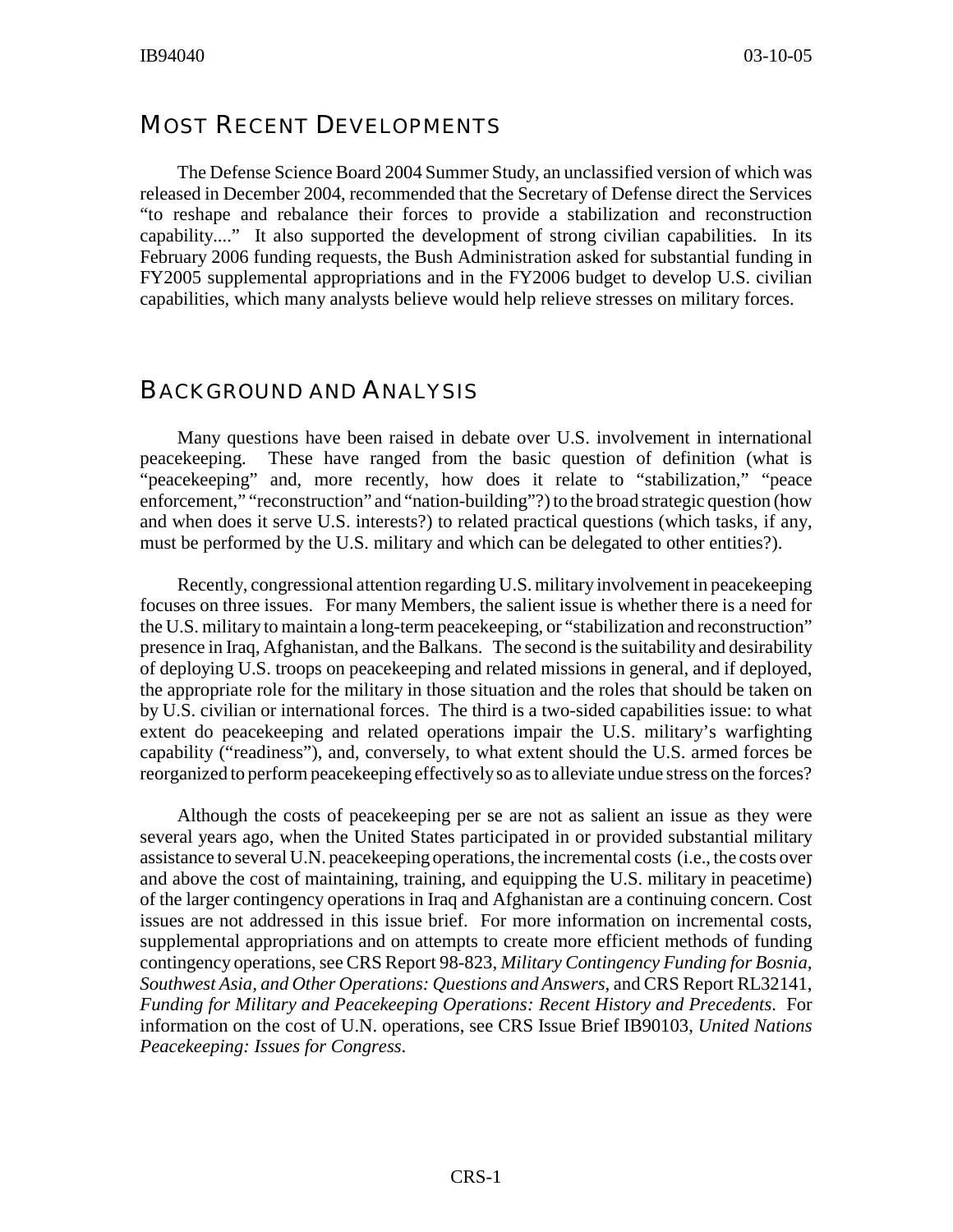## MOST RECENT DEVELOPMENTS

The Defense Science Board 2004 Summer Study, an unclassified version of which was released in December 2004, recommended that the Secretary of Defense direct the Services "to reshape and rebalance their forces to provide a stabilization and reconstruction capability...." It also supported the development of strong civilian capabilities. In its February 2006 funding requests, the Bush Administration asked for substantial funding in FY2005 supplemental appropriations and in the FY2006 budget to develop U.S. civilian capabilities, which many analysts believe would help relieve stresses on military forces.

## BACKGROUND AND ANALYSIS

Many questions have been raised in debate over U.S. involvement in international peacekeeping. These have ranged from the basic question of definition (what is "peacekeeping" and, more recently, how does it relate to "stabilization," "peace enforcement," "reconstruction" and "nation-building"?) to the broad strategic question (how and when does it serve U.S. interests?) to related practical questions (which tasks, if any, must be performed by the U.S. military and which can be delegated to other entities?).

Recently, congressional attention regarding U.S. military involvement in peacekeeping focuses on three issues. For many Members, the salient issue is whether there is a need for the U.S. military to maintain a long-term peacekeeping, or "stabilization and reconstruction" presence in Iraq, Afghanistan, and the Balkans. The second is the suitability and desirability of deploying U.S. troops on peacekeeping and related missions in general, and if deployed, the appropriate role for the military in those situation and the roles that should be taken on by U.S. civilian or international forces. The third is a two-sided capabilities issue: to what extent do peacekeeping and related operations impair the U.S. military's warfighting capability ("readiness"), and, conversely, to what extent should the U.S. armed forces be reorganized to perform peacekeeping effectively so as to alleviate undue stress on the forces?

Although the costs of peacekeeping per se are not as salient an issue as they were several years ago, when the United States participated in or provided substantial military assistance to several U.N. peacekeeping operations, the incremental costs (i.e., the costs over and above the cost of maintaining, training, and equipping the U.S. military in peacetime) of the larger contingency operations in Iraq and Afghanistan are a continuing concern. Cost issues are not addressed in this issue brief. For more information on incremental costs, supplemental appropriations and on attempts to create more efficient methods of funding contingency operations, see CRS Report 98-823, *Military Contingency Funding for Bosnia, Southwest Asia, and Other Operations: Questions and Answers*, and CRS Report RL32141, *Funding for Military and Peacekeeping Operations: Recent History and Precedents*. For information on the cost of U.N. operations, see CRS Issue Brief IB90103, *United Nations Peacekeeping: Issues for Congress*.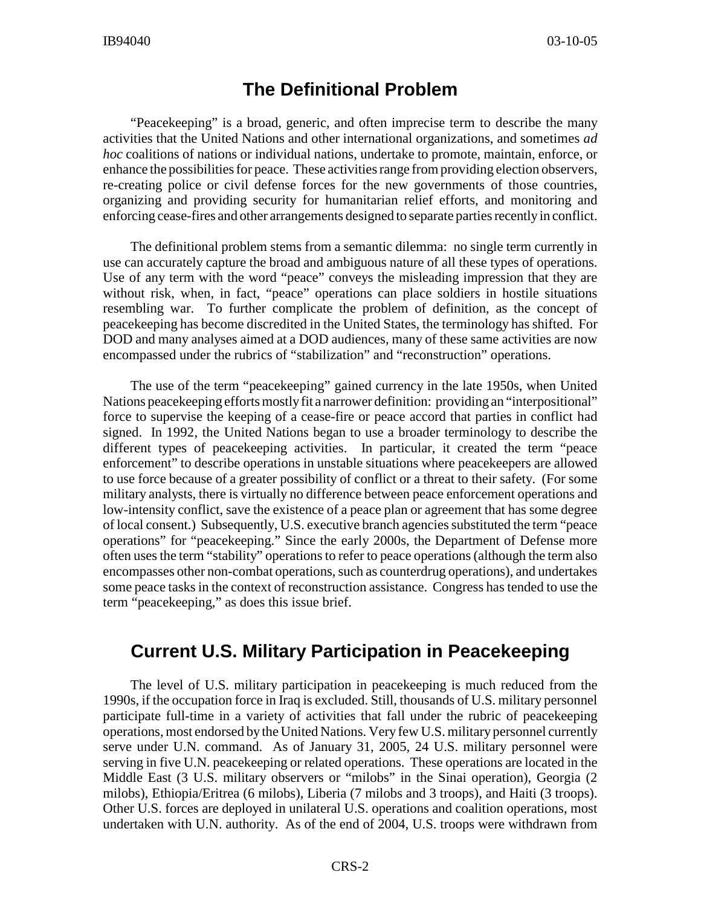## The Definitional Problem

"Peacekeeping" is a broad, generic, and often imprecise term to describe the many activities that the United Nations and other international organizations, and sometimes *ad hoc* coalitions of nations or individual nations, undertake to promote, maintain, enforce, or enhance the possibilities for peace. These activities range from providing election observers, re-creating police or civil defense forces for the new governments of those countries, organizing and providing security for humanitarian relief efforts, and monitoring and enforcing cease-fires and other arrangements designed to separate parties recently in conflict.

The definitional problem stems from a semantic dilemma: no single term currently in use can accurately capture the broad and ambiguous nature of all these types of operations. Use of any term with the word "peace" conveys the misleading impression that they are without risk, when, in fact, "peace" operations can place soldiers in hostile situations resembling war. To further complicate the problem of definition, as the concept of peacekeeping has become discredited in the United States, the terminology has shifted. For DOD and many analyses aimed at a DOD audiences, many of these same activities are now encompassed under the rubrics of "stabilization" and "reconstruction" operations.

The use of the term "peacekeeping" gained currency in the late 1950s, when United Nations peacekeeping efforts mostly fit a narrower definition: providing an "interpositional" force to supervise the keeping of a cease-fire or peace accord that parties in conflict had signed. In 1992, the United Nations began to use a broader terminology to describe the different types of peacekeeping activities. In particular, it created the term "peace enforcement" to describe operations in unstable situations where peacekeepers are allowed to use force because of a greater possibility of conflict or a threat to their safety. (For some military analysts, there is virtually no difference between peace enforcement operations and low-intensity conflict, save the existence of a peace plan or agreement that has some degree of local consent.) Subsequently, U.S. executive branch agencies substituted the term "peace operations" for "peacekeeping." Since the early 2000s, the Department of Defense more often uses the term "stability" operations to refer to peace operations (although the term also encompasses other non-combat operations, such as counterdrug operations), and undertakes some peace tasks in the context of reconstruction assistance. Congress has tended to use the term "peacekeeping," as does this issue brief.

## Current U.S. Military Participation in Peacekeeping

The level of U.S. military participation in peacekeeping is much reduced from the 1990s, if the occupation force in Iraq is excluded. Still, thousands of U.S. military personnel participate full-time in a variety of activities that fall under the rubric of peacekeeping operations, most endorsed by the United Nations. Very few U.S. military personnel currently serve under U.N. command. As of January 31, 2005, 24 U.S. military personnel were serving in five U.N. peacekeeping or related operations. These operations are located in the Middle East (3 U.S. military observers or "milobs" in the Sinai operation), Georgia (2 milobs), Ethiopia/Eritrea (6 milobs), Liberia (7 milobs and 3 troops), and Haiti (3 troops). Other U.S. forces are deployed in unilateral U.S. operations and coalition operations, most undertaken with U.N. authority. As of the end of 2004, U.S. troops were withdrawn from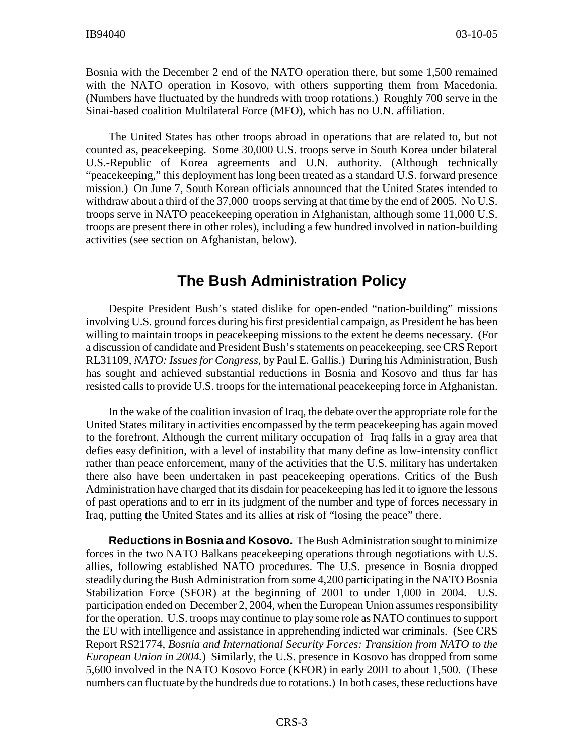Bosnia with the December 2 end of the NATO operation there, but some 1,500 remained with the NATO operation in Kosovo, with others supporting them from Macedonia. (Numbers have fluctuated by the hundreds with troop rotations.) Roughly 700 serve in the Sinai-based coalition Multilateral Force (MFO), which has no U.N. affiliation.

The United States has other troops abroad in operations that are related to, but not counted as, peacekeeping. Some 30,000 U.S. troops serve in South Korea under bilateral U.S.-Republic of Korea agreements and U.N. authority. (Although technically "peacekeeping," this deployment has long been treated as a standard U.S. forward presence mission.) On June 7, South Korean officials announced that the United States intended to withdraw about a third of the 37,000 troops serving at that time by the end of 2005. No U.S. troops serve in NATO peacekeeping operation in Afghanistan, although some 11,000 U.S. troops are present there in other roles), including a few hundred involved in nation-building activities (see section on Afghanistan, below).

## The Bush Administration Policy

Despite President Bush's stated dislike for open-ended "nation-building" missions involving U.S. ground forces during his first presidential campaign, as President he has been willing to maintain troops in peacekeeping missions to the extent he deems necessary. (For a discussion of candidate and President Bush's statements on peacekeeping, see CRS Report RL31109, *NATO: Issues for Congress*, by Paul E. Gallis.) During his Administration, Bush has sought and achieved substantial reductions in Bosnia and Kosovo and thus far has resisted calls to provide U.S. troops for the international peacekeeping force in Afghanistan.

In the wake of the coalition invasion of Iraq, the debate over the appropriate role for the United States military in activities encompassed by the term peacekeeping has again moved to the forefront. Although the current military occupation of Iraq falls in a gray area that defies easy definition, with a level of instability that many define as low-intensity conflict rather than peace enforcement, many of the activities that the U.S. military has undertaken there also have been undertaken in past peacekeeping operations. Critics of the Bush Administration have charged that its disdain for peacekeeping has led it to ignore the lessons of past operations and to err in its judgment of the number and type of forces necessary in Iraq, putting the United States and its allies at risk of "losing the peace" there.

**Reductions in Bosnia and Kosovo.** The Bush Administration sought to minimize forces in the two NATO Balkans peacekeeping operations through negotiations with U.S. allies, following established NATO procedures. The U.S. presence in Bosnia dropped steadily during the Bush Administration from some 4,200 participating in the NATO Bosnia Stabilization Force (SFOR) at the beginning of 2001 to under 1,000 in 2004. U.S. participation ended on December 2, 2004, when the European Union assumes responsibility for the operation. U.S. troops may continue to play some role as NATO continues to support the EU with intelligence and assistance in apprehending indicted war criminals. (See CRS Report RS21774, *Bosnia and International Security Forces: Transition from NATO to the European Union in 2004.*) Similarly, the U.S. presence in Kosovo has dropped from some 5,600 involved in the NATO Kosovo Force (KFOR) in early 2001 to about 1,500. (These numbers can fluctuate by the hundreds due to rotations.) In both cases, these reductions have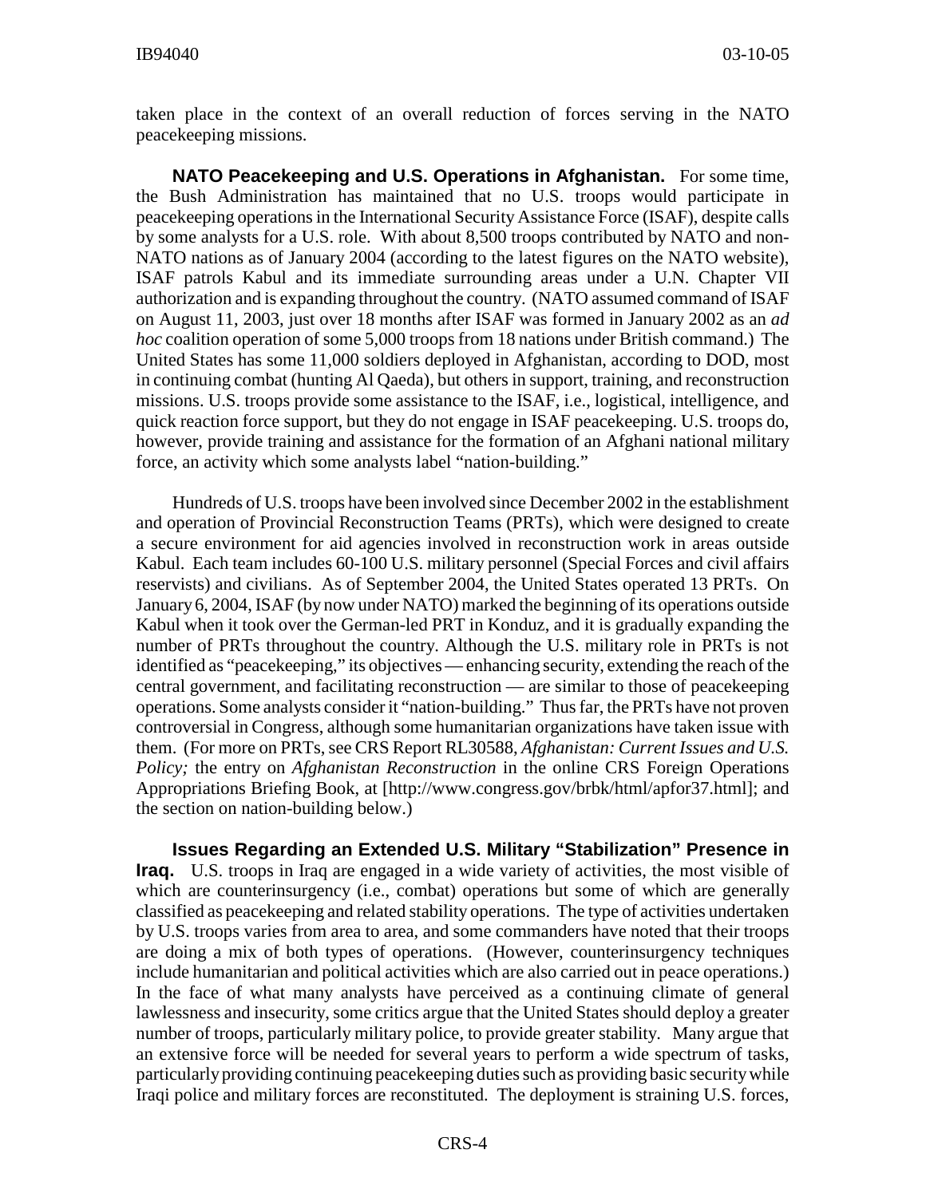taken place in the context of an overall reduction of forces serving in the NATO peacekeeping missions.

**NATO Peacekeeping and U.S. Operations in Afghanistan.** For some time, the Bush Administration has maintained that no U.S. troops would participate in peacekeeping operations in the International Security Assistance Force (ISAF), despite calls by some analysts for a U.S. role. With about 8,500 troops contributed by NATO and non-NATO nations as of January 2004 (according to the latest figures on the NATO website), ISAF patrols Kabul and its immediate surrounding areas under a U.N. Chapter VII authorization and is expanding throughout the country. (NATO assumed command of ISAF on August 11, 2003, just over 18 months after ISAF was formed in January 2002 as an *ad hoc* coalition operation of some 5,000 troops from 18 nations under British command.) The United States has some 11,000 soldiers deployed in Afghanistan, according to DOD, most in continuing combat (hunting Al Qaeda), but others in support, training, and reconstruction missions. U.S. troops provide some assistance to the ISAF, i.e., logistical, intelligence, and quick reaction force support, but they do not engage in ISAF peacekeeping. U.S. troops do, however, provide training and assistance for the formation of an Afghani national military force, an activity which some analysts label "nation-building."

Hundreds of U.S. troops have been involved since December 2002 in the establishment and operation of Provincial Reconstruction Teams (PRTs), which were designed to create a secure environment for aid agencies involved in reconstruction work in areas outside Kabul. Each team includes 60-100 U.S. military personnel (Special Forces and civil affairs reservists) and civilians. As of September 2004, the United States operated 13 PRTs. On January 6, 2004, ISAF (by now under NATO) marked the beginning of its operations outside Kabul when it took over the German-led PRT in Konduz, and it is gradually expanding the number of PRTs throughout the country. Although the U.S. military role in PRTs is not identified as "peacekeeping," its objectives — enhancing security, extending the reach of the central government, and facilitating reconstruction — are similar to those of peacekeeping operations. Some analysts consider it "nation-building." Thus far, the PRTs have not proven controversial in Congress, although some humanitarian organizations have taken issue with them. (For more on PRTs, see CRS Report RL30588, *Afghanistan: Current Issues and U.S. Policy;* the entry on *Afghanistan Reconstruction* in the online CRS Foreign Operations Appropriations Briefing Book, at [http://www.congress.gov/brbk/html/apfor37.html]; and the section on nation-building below.)

**Issues Regarding an Extended U.S. Military "Stabilization" Presence in Iraq.** U.S. troops in Iraq are engaged in a wide variety of activities, the most visible of which are counterinsurgency (i.e., combat) operations but some of which are generally classified as peacekeeping and related stability operations. The type of activities undertaken by U.S. troops varies from area to area, and some commanders have noted that their troops are doing a mix of both types of operations. (However, counterinsurgency techniques include humanitarian and political activities which are also carried out in peace operations.) In the face of what many analysts have perceived as a continuing climate of general lawlessness and insecurity, some critics argue that the United States should deploy a greater number of troops, particularly military police, to provide greater stability. Many argue that an extensive force will be needed for several years to perform a wide spectrum of tasks, particularly providing continuing peacekeeping duties such as providing basic security while Iraqi police and military forces are reconstituted. The deployment is straining U.S. forces,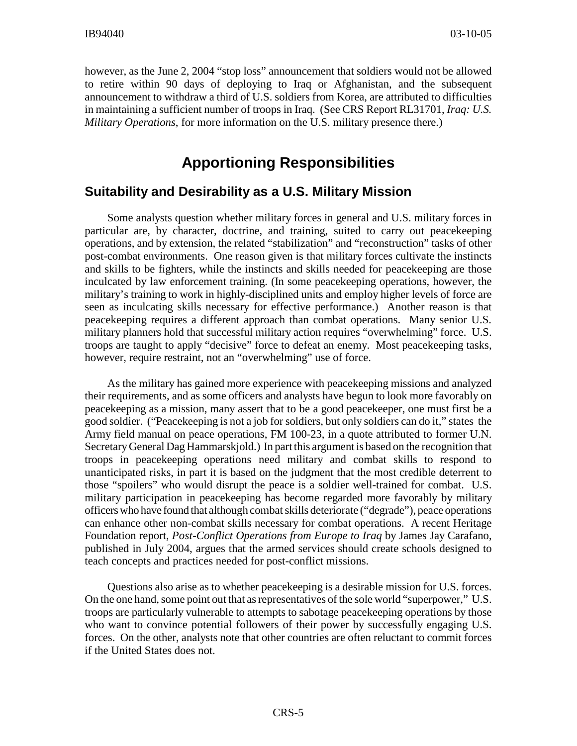however, as the June 2, 2004 "stop loss" announcement that soldiers would not be allowed to retire within 90 days of deploying to Iraq or Afghanistan, and the subsequent announcement to withdraw a third of U.S. soldiers from Korea, are attributed to difficulties in maintaining a sufficient number of troops in Iraq. (See CRS Report RL31701, *Iraq: U.S. Military Operations*, for more information on the U.S. military presence there.)

# Apportioning Responsibilities

## Suitability and Desirability as a U.S. Military Mission

Some analysts question whether military forces in general and U.S. military forces in particular are, by character, doctrine, and training, suited to carry out peacekeeping operations, and by extension, the related "stabilization" and "reconstruction" tasks of other post-combat environments. One reason given is that military forces cultivate the instincts and skills to be fighters, while the instincts and skills needed for peacekeeping are those inculcated by law enforcement training. (In some peacekeeping operations, however, the military's training to work in highly-disciplined units and employ higher levels of force are seen as inculcating skills necessary for effective performance.) Another reason is that peacekeeping requires a different approach than combat operations. Many senior U.S. military planners hold that successful military action requires "overwhelming" force. U.S. troops are taught to apply "decisive" force to defeat an enemy. Most peacekeeping tasks, however, require restraint, not an "overwhelming" use of force.

As the military has gained more experience with peacekeeping missions and analyzed their requirements, and as some officers and analysts have begun to look more favorably on peacekeeping as a mission, many assert that to be a good peacekeeper, one must first be a good soldier. ("Peacekeeping is not a job for soldiers, but only soldiers can do it," states the Army field manual on peace operations, FM 100-23, in a quote attributed to former U.N. Secretary General Dag Hammarskjold.) In part this argument is based on the recognition that troops in peacekeeping operations need military and combat skills to respond to unanticipated risks, in part it is based on the judgment that the most credible deterrent to those "spoilers" who would disrupt the peace is a soldier well-trained for combat. U.S. military participation in peacekeeping has become regarded more favorably by military officers who have found that although combat skills deteriorate ("degrade"), peace operations can enhance other non-combat skills necessary for combat operations. A recent Heritage Foundation report, *Post-Conflict Operations from Europe to Iraq* by James Jay Carafano, published in July 2004, argues that the armed services should create schools designed to teach concepts and practices needed for post-conflict missions.

Questions also arise as to whether peacekeeping is a desirable mission for U.S. forces. On the one hand, some point out that as representatives of the sole world "superpower," U.S. troops are particularly vulnerable to attempts to sabotage peacekeeping operations by those who want to convince potential followers of their power by successfully engaging U.S. forces. On the other, analysts note that other countries are often reluctant to commit forces if the United States does not.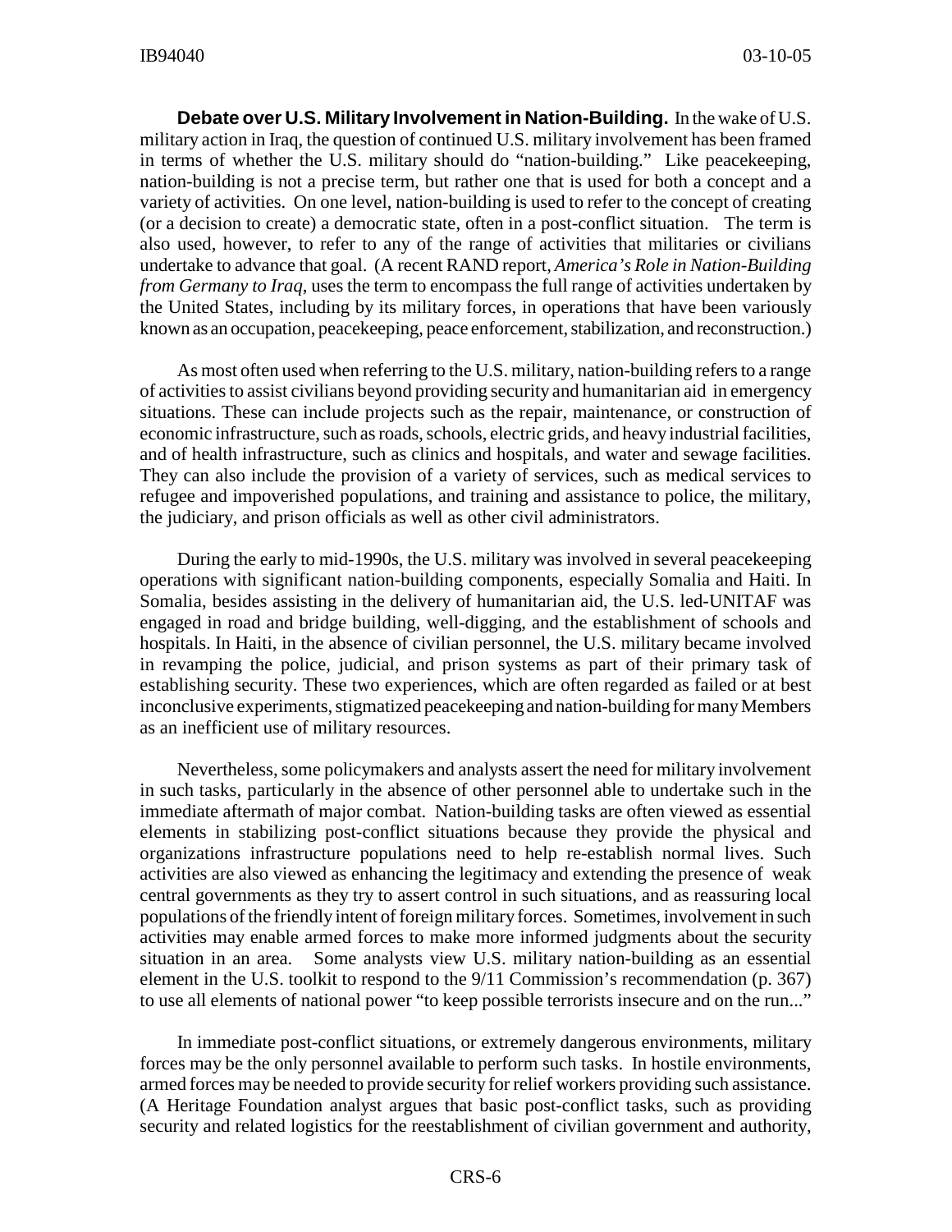**Debate over U.S. Military Involvement in Nation-Building.** In the wake of U.S. military action in Iraq, the question of continued U.S. military involvement has been framed in terms of whether the U.S. military should do "nation-building." Like peacekeeping, nation-building is not a precise term, but rather one that is used for both a concept and a variety of activities. On one level, nation-building is used to refer to the concept of creating (or a decision to create) a democratic state, often in a post-conflict situation. The term is also used, however, to refer to any of the range of activities that militaries or civilians undertake to advance that goal. (A recent RAND report, *America's Role in Nation-Building from Germany to Iraq*, uses the term to encompass the full range of activities undertaken by the United States, including by its military forces, in operations that have been variously known as an occupation, peacekeeping, peace enforcement, stabilization, and reconstruction.)

As most often used when referring to the U.S. military, nation-building refers to a range of activities to assist civilians beyond providing security and humanitarian aid in emergency situations. These can include projects such as the repair, maintenance, or construction of economic infrastructure, such as roads, schools, electric grids, and heavy industrial facilities, and of health infrastructure, such as clinics and hospitals, and water and sewage facilities. They can also include the provision of a variety of services, such as medical services to refugee and impoverished populations, and training and assistance to police, the military, the judiciary, and prison officials as well as other civil administrators.

During the early to mid-1990s, the U.S. military was involved in several peacekeeping operations with significant nation-building components, especially Somalia and Haiti. In Somalia, besides assisting in the delivery of humanitarian aid, the U.S. led-UNITAF was engaged in road and bridge building, well-digging, and the establishment of schools and hospitals. In Haiti, in the absence of civilian personnel, the U.S. military became involved in revamping the police, judicial, and prison systems as part of their primary task of establishing security. These two experiences, which are often regarded as failed or at best inconclusive experiments, stigmatized peacekeeping and nation-building for many Members as an inefficient use of military resources.

Nevertheless, some policymakers and analysts assert the need for military involvement in such tasks, particularly in the absence of other personnel able to undertake such in the immediate aftermath of major combat. Nation-building tasks are often viewed as essential elements in stabilizing post-conflict situations because they provide the physical and organizations infrastructure populations need to help re-establish normal lives. Such activities are also viewed as enhancing the legitimacy and extending the presence of weak central governments as they try to assert control in such situations, and as reassuring local populations of the friendly intent of foreign military forces. Sometimes, involvement in such activities may enable armed forces to make more informed judgments about the security situation in an area. Some analysts view U.S. military nation-building as an essential element in the U.S. toolkit to respond to the 9/11 Commission's recommendation (p. 367) to use all elements of national power "to keep possible terrorists insecure and on the run..."

In immediate post-conflict situations, or extremely dangerous environments, military forces may be the only personnel available to perform such tasks. In hostile environments, armed forces may be needed to provide security for relief workers providing such assistance. (A Heritage Foundation analyst argues that basic post-conflict tasks, such as providing security and related logistics for the reestablishment of civilian government and authority,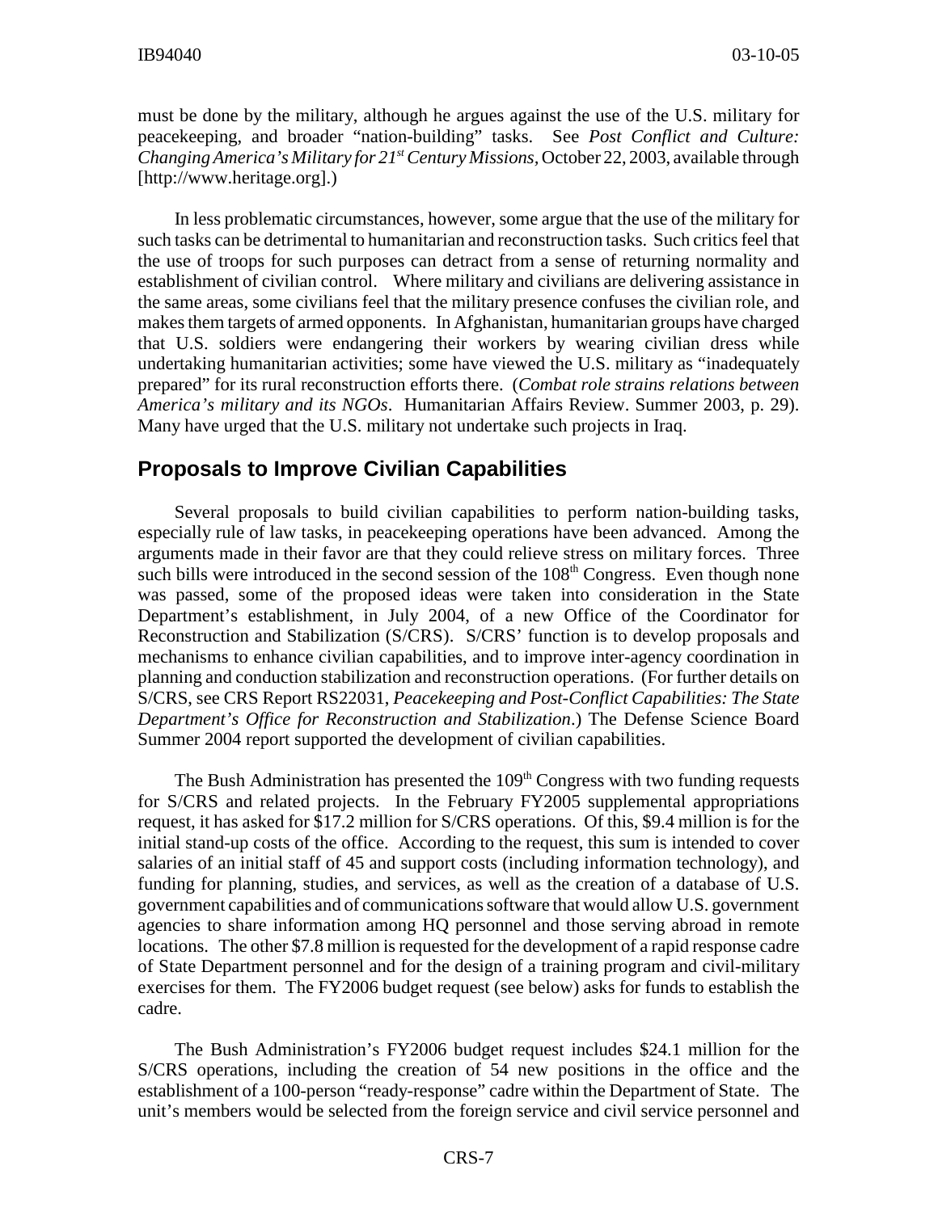must be done by the military, although he argues against the use of the U.S. military for peacekeeping, and broader "nation-building" tasks. See *Post Conflict and Culture: Changing America's Military for 21st Century Missions*, October 22, 2003, available through [http://www.heritage.org].)

In less problematic circumstances, however, some argue that the use of the military for such tasks can be detrimental to humanitarian and reconstruction tasks. Such critics feel that the use of troops for such purposes can detract from a sense of returning normality and establishment of civilian control. Where military and civilians are delivering assistance in the same areas, some civilians feel that the military presence confuses the civilian role, and makes them targets of armed opponents. In Afghanistan, humanitarian groups have charged that U.S. soldiers were endangering their workers by wearing civilian dress while undertaking humanitarian activities; some have viewed the U.S. military as "inadequately prepared" for its rural reconstruction efforts there. (*Combat role strains relations between America's military and its NGOs*. Humanitarian Affairs Review. Summer 2003, p. 29). Many have urged that the U.S. military not undertake such projects in Iraq.

## Proposals to Improve Civilian Capabilities

Several proposals to build civilian capabilities to perform nation-building tasks, especially rule of law tasks, in peacekeeping operations have been advanced. Among the arguments made in their favor are that they could relieve stress on military forces. Three such bills were introduced in the second session of the 108th Congress. Even though none was passed, some of the proposed ideas were taken into consideration in the State Department's establishment, in July 2004, of a new Office of the Coordinator for Reconstruction and Stabilization (S/CRS). S/CRS' function is to develop proposals and mechanisms to enhance civilian capabilities, and to improve inter-agency coordination in planning and conduction stabilization and reconstruction operations. (For further details on S/CRS, see CRS Report RS22031, *Peacekeeping and Post-Conflict Capabilities: The State Department's Office for Reconstruction and Stabilization*.) The Defense Science Board Summer 2004 report supported the development of civilian capabilities.

The Bush Administration has presented the 109th Congress with two funding requests for S/CRS and related projects. In the February FY2005 supplemental appropriations request, it has asked for $17.2 million for S/CRS operations. Of this, $9.4 million is for the initial stand-up costs of the office. According to the request, this sum is intended to cover salaries of an initial staff of 45 and support costs (including information technology), and funding for planning, studies, and services, as well as the creation of a database of U.S. government capabilities and of communications software that would allow U.S. government agencies to share information among HQ personnel and those serving abroad in remote locations. The other $7.8 million is requested for the development of a rapid response cadre of State Department personnel and for the design of a training program and civil-military exercises for them. The FY2006 budget request (see below) asks for funds to establish the cadre.

The Bush Administration's FY2006 budget request includes $24.1 million for the S/CRS operations, including the creation of 54 new positions in the office and the establishment of a 100-person "ready-response" cadre within the Department of State. The unit's members would be selected from the foreign service and civil service personnel and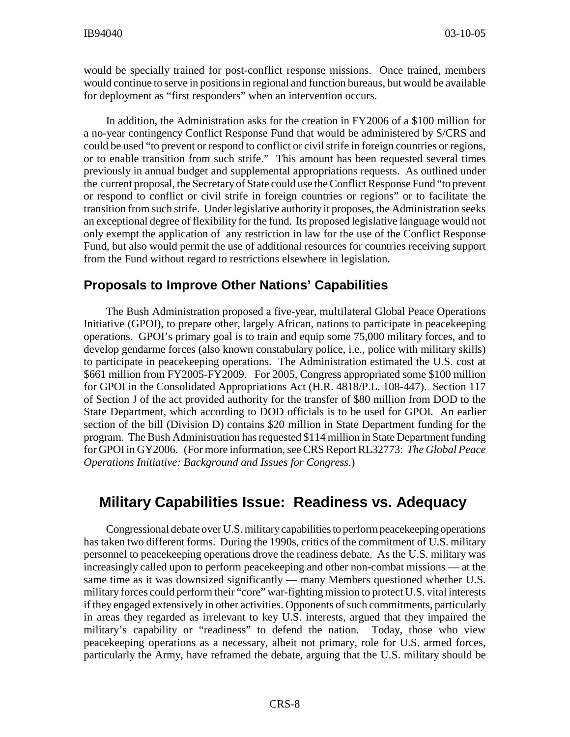would be specially trained for post-conflict response missions. Once trained, members would continue to serve in positions in regional and function bureaus, but would be available for deployment as "first responders" when an intervention occurs.

In addition, the Administration asks for the creation in FY2006 of a $100 million for a no-year contingency Conflict Response Fund that would be administered by S/CRS and could be used "to prevent or respond to conflict or civil strife in foreign countries or regions, or to enable transition from such strife." This amount has been requested several times previously in annual budget and supplemental appropriations requests. As outlined under the current proposal, the Secretary of State could use the Conflict Response Fund "to prevent or respond to conflict or civil strife in foreign countries or regions" or to facilitate the transition from such strife. Under legislative authority it proposes, the Administration seeks an exceptional degree of flexibility for the fund. Its proposed legislative language would not only exempt the application of any restriction in law for the use of the Conflict Response Fund, but also would permit the use of additional resources for countries receiving support from the Fund without regard to restrictions elsewhere in legislation.

### Proposals to Improve Other Nations' Capabilities

The Bush Administration proposed a five-year, multilateral Global Peace Operations Initiative (GPOI), to prepare other, largely African, nations to participate in peacekeeping operations. GPOI's primary goal is to train and equip some 75,000 military forces, and to develop gendarme forces (also known constabulary police, i.e., police with military skills) to participate in peacekeeping operations. The Administration estimated the U.S. cost at $661 million from FY2005-FY2009. For 2005, Congress appropriated some $100 million for GPOI in the Consolidated Appropriations Act (H.R. 4818/P.L. 108-447). Section 117 of Section J of the act provided authority for the transfer of $80 million from DOD to the State Department, which according to DOD officials is to be used for GPOI. An earlier section of the bill (Division D) contains $20 million in State Department funding for the program. The Bush Administration has requested $114 million in State Department funding for GPOI in GY2006. (For more information, see CRS Report RL32773: *The Global Peace Operations Initiative: Background and Issues for Congress*.)

## Military Capabilities Issue: Readiness vs. Adequacy

Congressional debate over U.S. military capabilities to perform peacekeeping operations has taken two different forms. During the 1990s, critics of the commitment of U.S. military personnel to peacekeeping operations drove the readiness debate. As the U.S. military was increasingly called upon to perform peacekeeping and other non-combat missions — at the same time as it was downsized significantly — many Members questioned whether U.S. military forces could perform their "core" war-fighting mission to protect U.S. vital interests if they engaged extensively in other activities. Opponents of such commitments, particularly in areas they regarded as irrelevant to key U.S. interests, argued that they impaired the military's capability or "readiness" to defend the nation. Today, those who view peacekeeping operations as a necessary, albeit not primary, role for U.S. armed forces, particularly the Army, have reframed the debate, arguing that the U.S. military should be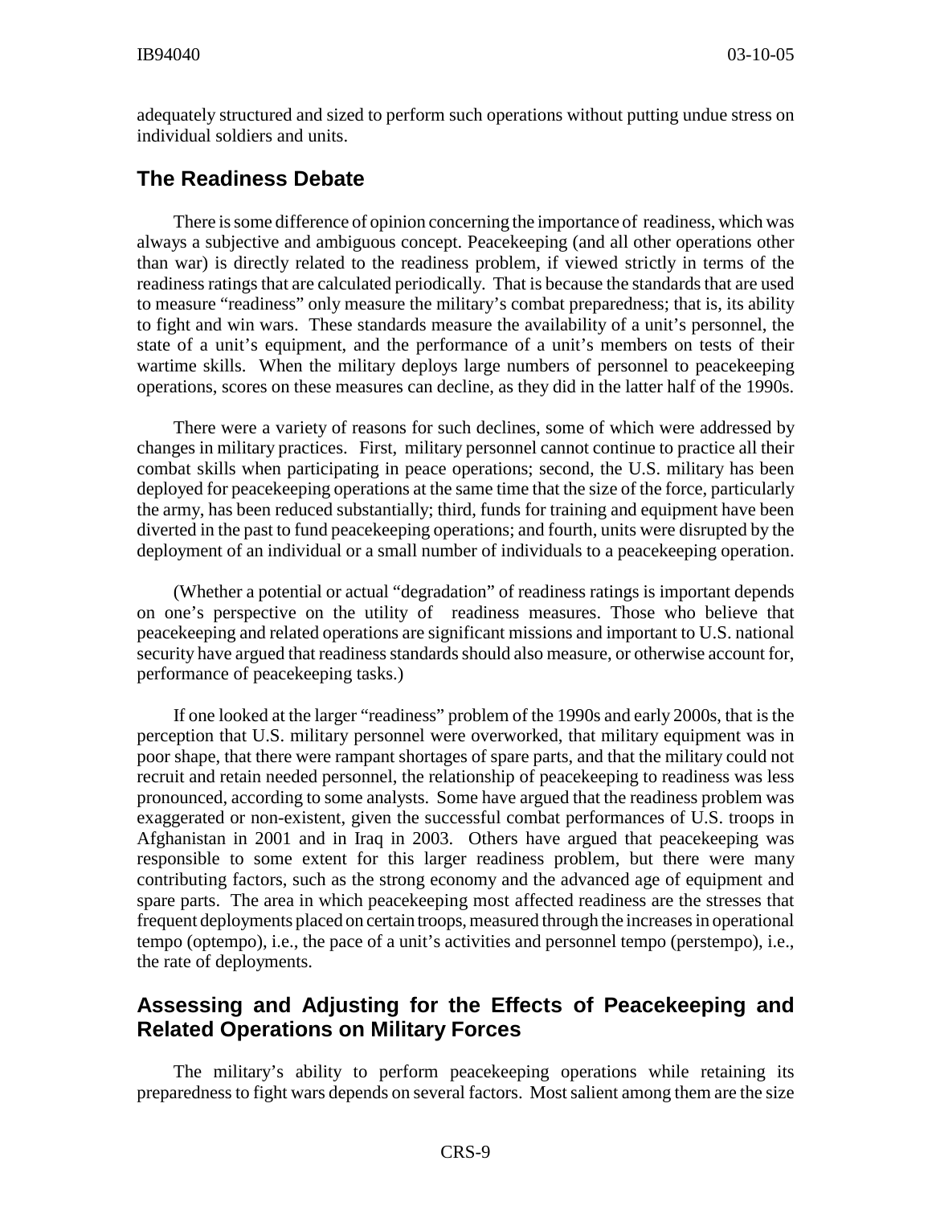adequately structured and sized to perform such operations without putting undue stress on individual soldiers and units.

## The Readiness Debate

There is some difference of opinion concerning the importance of readiness, which was always a subjective and ambiguous concept. Peacekeeping (and all other operations other than war) is directly related to the readiness problem, if viewed strictly in terms of the readiness ratings that are calculated periodically. That is because the standards that are used to measure "readiness" only measure the military's combat preparedness; that is, its ability to fight and win wars. These standards measure the availability of a unit's personnel, the state of a unit's equipment, and the performance of a unit's members on tests of their wartime skills. When the military deploys large numbers of personnel to peacekeeping operations, scores on these measures can decline, as they did in the latter half of the 1990s.

There were a variety of reasons for such declines, some of which were addressed by changes in military practices. First, military personnel cannot continue to practice all their combat skills when participating in peace operations; second, the U.S. military has been deployed for peacekeeping operations at the same time that the size of the force, particularly the army, has been reduced substantially; third, funds for training and equipment have been diverted in the past to fund peacekeeping operations; and fourth, units were disrupted by the deployment of an individual or a small number of individuals to a peacekeeping operation.

(Whether a potential or actual "degradation" of readiness ratings is important depends on one's perspective on the utility of readiness measures. Those who believe that peacekeeping and related operations are significant missions and important to U.S. national security have argued that readiness standards should also measure, or otherwise account for, performance of peacekeeping tasks.)

If one looked at the larger "readiness" problem of the 1990s and early 2000s, that is the perception that U.S. military personnel were overworked, that military equipment was in poor shape, that there were rampant shortages of spare parts, and that the military could not recruit and retain needed personnel, the relationship of peacekeeping to readiness was less pronounced, according to some analysts. Some have argued that the readiness problem was exaggerated or non-existent, given the successful combat performances of U.S. troops in Afghanistan in 2001 and in Iraq in 2003. Others have argued that peacekeeping was responsible to some extent for this larger readiness problem, but there were many contributing factors, such as the strong economy and the advanced age of equipment and spare parts. The area in which peacekeeping most affected readiness are the stresses that frequent deployments placed on certain troops, measured through the increases in operational tempo (optempo), i.e., the pace of a unit's activities and personnel tempo (perstempo), i.e., the rate of deployments.

## Assessing and Adjusting for the Effects of Peacekeeping and Related Operations on Military Forces

The military's ability to perform peacekeeping operations while retaining its preparedness to fight wars depends on several factors. Most salient among them are the size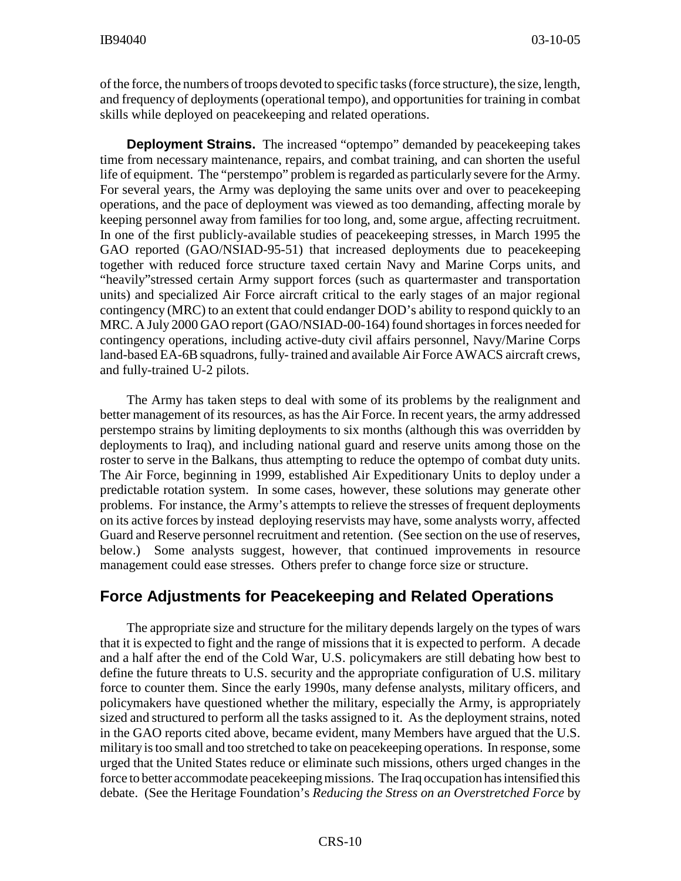of the force, the numbers of troops devoted to specific tasks (force structure), the size, length, and frequency of deployments (operational tempo), and opportunities for training in combat skills while deployed on peacekeeping and related operations.

**Deployment Strains.** The increased "optempo" demanded by peacekeeping takes time from necessary maintenance, repairs, and combat training, and can shorten the useful life of equipment. The "perstempo" problem is regarded as particularly severe for the Army. For several years, the Army was deploying the same units over and over to peacekeeping operations, and the pace of deployment was viewed as too demanding, affecting morale by keeping personnel away from families for too long, and, some argue, affecting recruitment. In one of the first publicly-available studies of peacekeeping stresses, in March 1995 the GAO reported (GAO/NSIAD-95-51) that increased deployments due to peacekeeping together with reduced force structure taxed certain Navy and Marine Corps units, and "heavily"stressed certain Army support forces (such as quartermaster and transportation units) and specialized Air Force aircraft critical to the early stages of an major regional contingency (MRC) to an extent that could endanger DOD's ability to respond quickly to an MRC. A July 2000 GAO report (GAO/NSIAD-00-164) found shortages in forces needed for contingency operations, including active-duty civil affairs personnel, Navy/Marine Corps land-based EA-6B squadrons, fully- trained and available Air Force AWACS aircraft crews, and fully-trained U-2 pilots.

The Army has taken steps to deal with some of its problems by the realignment and better management of its resources, as has the Air Force. In recent years, the army addressed perstempo strains by limiting deployments to six months (although this was overridden by deployments to Iraq), and including national guard and reserve units among those on the roster to serve in the Balkans, thus attempting to reduce the optempo of combat duty units. The Air Force, beginning in 1999, established Air Expeditionary Units to deploy under a predictable rotation system. In some cases, however, these solutions may generate other problems. For instance, the Army's attempts to relieve the stresses of frequent deployments on its active forces by instead deploying reservists may have, some analysts worry, affected Guard and Reserve personnel recruitment and retention. (See section on the use of reserves, below.) Some analysts suggest, however, that continued improvements in resource management could ease stresses. Others prefer to change force size or structure.

## Force Adjustments for Peacekeeping and Related Operations

The appropriate size and structure for the military depends largely on the types of wars that it is expected to fight and the range of missions that it is expected to perform. A decade and a half after the end of the Cold War, U.S. policymakers are still debating how best to define the future threats to U.S. security and the appropriate configuration of U.S. military force to counter them. Since the early 1990s, many defense analysts, military officers, and policymakers have questioned whether the military, especially the Army, is appropriately sized and structured to perform all the tasks assigned to it. As the deployment strains, noted in the GAO reports cited above, became evident, many Members have argued that the U.S. military is too small and too stretched to take on peacekeeping operations. In response, some urged that the United States reduce or eliminate such missions, others urged changes in the force to better accommodate peacekeeping missions. The Iraq occupation has intensified this debate. (See the Heritage Foundation's *Reducing the Stress on an Overstretched Force* by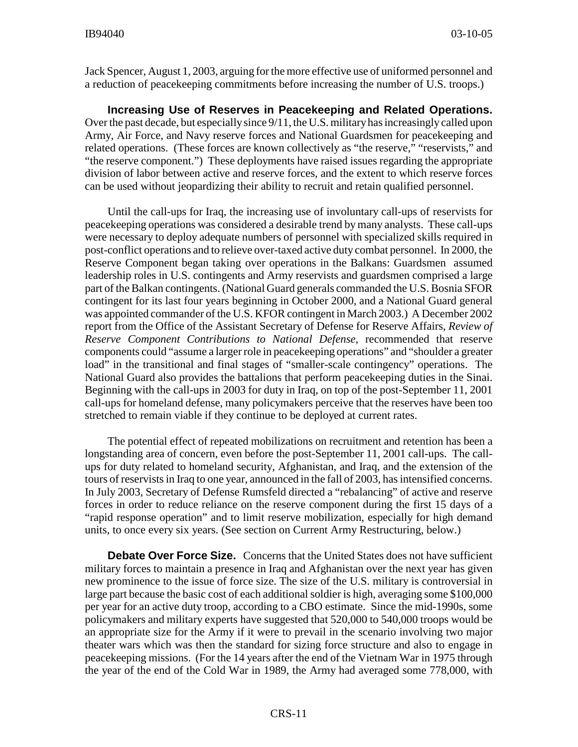Jack Spencer, August 1, 2003, arguing for the more effective use of uniformed personnel and a reduction of peacekeeping commitments before increasing the number of U.S. troops.)

**Increasing Use of Reserves in Peacekeeping and Related Operations.** Over the past decade, but especially since 9/11, the U.S. military has increasingly called upon Army, Air Force, and Navy reserve forces and National Guardsmen for peacekeeping and related operations. (These forces are known collectively as "the reserve," "reservists," and "the reserve component.") These deployments have raised issues regarding the appropriate division of labor between active and reserve forces, and the extent to which reserve forces can be used without jeopardizing their ability to recruit and retain qualified personnel.

Until the call-ups for Iraq, the increasing use of involuntary call-ups of reservists for peacekeeping operations was considered a desirable trend by many analysts. These call-ups were necessary to deploy adequate numbers of personnel with specialized skills required in post-conflict operations and to relieve over-taxed active duty combat personnel. In 2000, the Reserve Component began taking over operations in the Balkans: Guardsmen assumed leadership roles in U.S. contingents and Army reservists and guardsmen comprised a large part of the Balkan contingents. (National Guard generals commanded the U.S. Bosnia SFOR contingent for its last four years beginning in October 2000, and a National Guard general was appointed commander of the U.S. KFOR contingent in March 2003.) A December 2002 report from the Office of the Assistant Secretary of Defense for Reserve Affairs, *Review of Reserve Component Contributions to National Defense*, recommended that reserve components could "assume a larger role in peacekeeping operations" and "shoulder a greater load" in the transitional and final stages of "smaller-scale contingency" operations. The National Guard also provides the battalions that perform peacekeeping duties in the Sinai. Beginning with the call-ups in 2003 for duty in Iraq, on top of the post-September 11, 2001 call-ups for homeland defense, many policymakers perceive that the reserves have been too stretched to remain viable if they continue to be deployed at current rates.

The potential effect of repeated mobilizations on recruitment and retention has been a longstanding area of concern, even before the post-September 11, 2001 call-ups. The call-ups for duty related to homeland security, Afghanistan, and Iraq, and the extension of the tours of reservists in Iraq to one year, announced in the fall of 2003, has intensified concerns. In July 2003, Secretary of Defense Rumsfeld directed a "rebalancing" of active and reserve forces in order to reduce reliance on the reserve component during the first 15 days of a "rapid response operation" and to limit reserve mobilization, especially for high demand units, to once every six years. (See section on Current Army Restructuring, below.)

**Debate Over Force Size.** Concerns that the United States does not have sufficient military forces to maintain a presence in Iraq and Afghanistan over the next year has given new prominence to the issue of force size. The size of the U.S. military is controversial in large part because the basic cost of each additional soldier is high, averaging some $100,000 per year for an active duty troop, according to a CBO estimate. Since the mid-1990s, some policymakers and military experts have suggested that 520,000 to 540,000 troops would be an appropriate size for the Army if it were to prevail in the scenario involving two major theater wars which was then the standard for sizing force structure and also to engage in peacekeeping missions. (For the 14 years after the end of the Vietnam War in 1975 through the year of the end of the Cold War in 1989, the Army had averaged some 778,000, with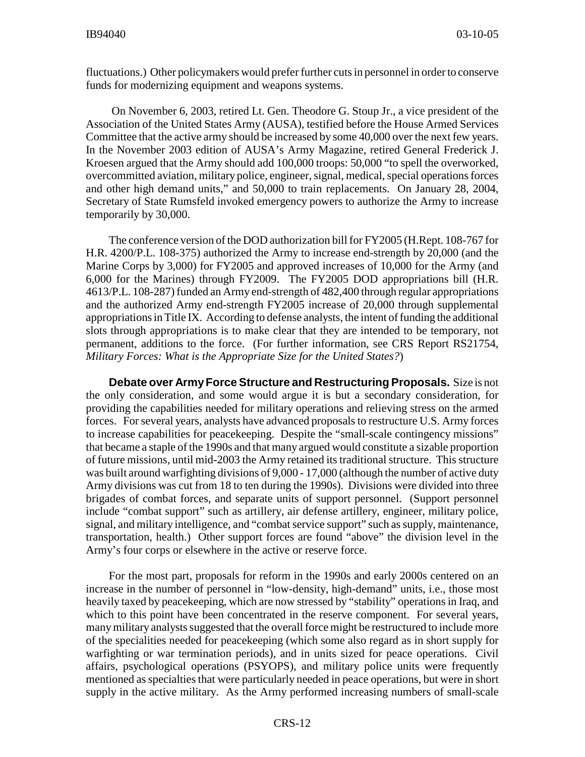fluctuations.) Other policymakers would prefer further cuts in personnel in order to conserve funds for modernizing equipment and weapons systems.

On November 6, 2003, retired Lt. Gen. Theodore G. Stoup Jr., a vice president of the Association of the United States Army (AUSA), testified before the House Armed Services Committee that the active army should be increased by some 40,000 over the next few years. In the November 2003 edition of AUSA's Army Magazine, retired General Frederick J. Kroesen argued that the Army should add 100,000 troops: 50,000 "to spell the overworked, overcommitted aviation, military police, engineer, signal, medical, special operations forces and other high demand units," and 50,000 to train replacements. On January 28, 2004, Secretary of State Rumsfeld invoked emergency powers to authorize the Army to increase temporarily by 30,000.

The conference version of the DOD authorization bill for FY2005 (H.Rept. 108-767 for H.R. 4200/P.L. 108-375) authorized the Army to increase end-strength by 20,000 (and the Marine Corps by 3,000) for FY2005 and approved increases of 10,000 for the Army (and 6,000 for the Marines) through FY2009. The FY2005 DOD appropriations bill (H.R. 4613/P.L. 108-287) funded an Army end-strength of 482,400 through regular appropriations and the authorized Army end-strength FY2005 increase of 20,000 through supplemental appropriations in Title IX. According to defense analysts, the intent of funding the additional slots through appropriations is to make clear that they are intended to be temporary, not permanent, additions to the force. (For further information, see CRS Report RS21754, *Military Forces: What is the Appropriate Size for the United States?*)

**Debate over Army Force Structure and Restructuring Proposals.** Size is not the only consideration, and some would argue it is but a secondary consideration, for providing the capabilities needed for military operations and relieving stress on the armed forces. For several years, analysts have advanced proposals to restructure U.S. Army forces to increase capabilities for peacekeeping. Despite the "small-scale contingency missions" that became a staple of the 1990s and that many argued would constitute a sizable proportion of future missions, until mid-2003 the Army retained its traditional structure. This structure was built around warfighting divisions of 9,000 - 17,000 (although the number of active duty Army divisions was cut from 18 to ten during the 1990s). Divisions were divided into three brigades of combat forces, and separate units of support personnel. (Support personnel include "combat support" such as artillery, air defense artillery, engineer, military police, signal, and military intelligence, and "combat service support" such as supply, maintenance, transportation, health.) Other support forces are found "above" the division level in the Army's four corps or elsewhere in the active or reserve force.

For the most part, proposals for reform in the 1990s and early 2000s centered on an increase in the number of personnel in "low-density, high-demand" units, i.e., those most heavily taxed by peacekeeping, which are now stressed by "stability" operations in Iraq, and which to this point have been concentrated in the reserve component. For several years, many military analysts suggested that the overall force might be restructured to include more of the specialities needed for peacekeeping (which some also regard as in short supply for warfighting or war termination periods), and in units sized for peace operations. Civil affairs, psychological operations (PSYOPS), and military police units were frequently mentioned as specialties that were particularly needed in peace operations, but were in short supply in the active military. As the Army performed increasing numbers of small-scale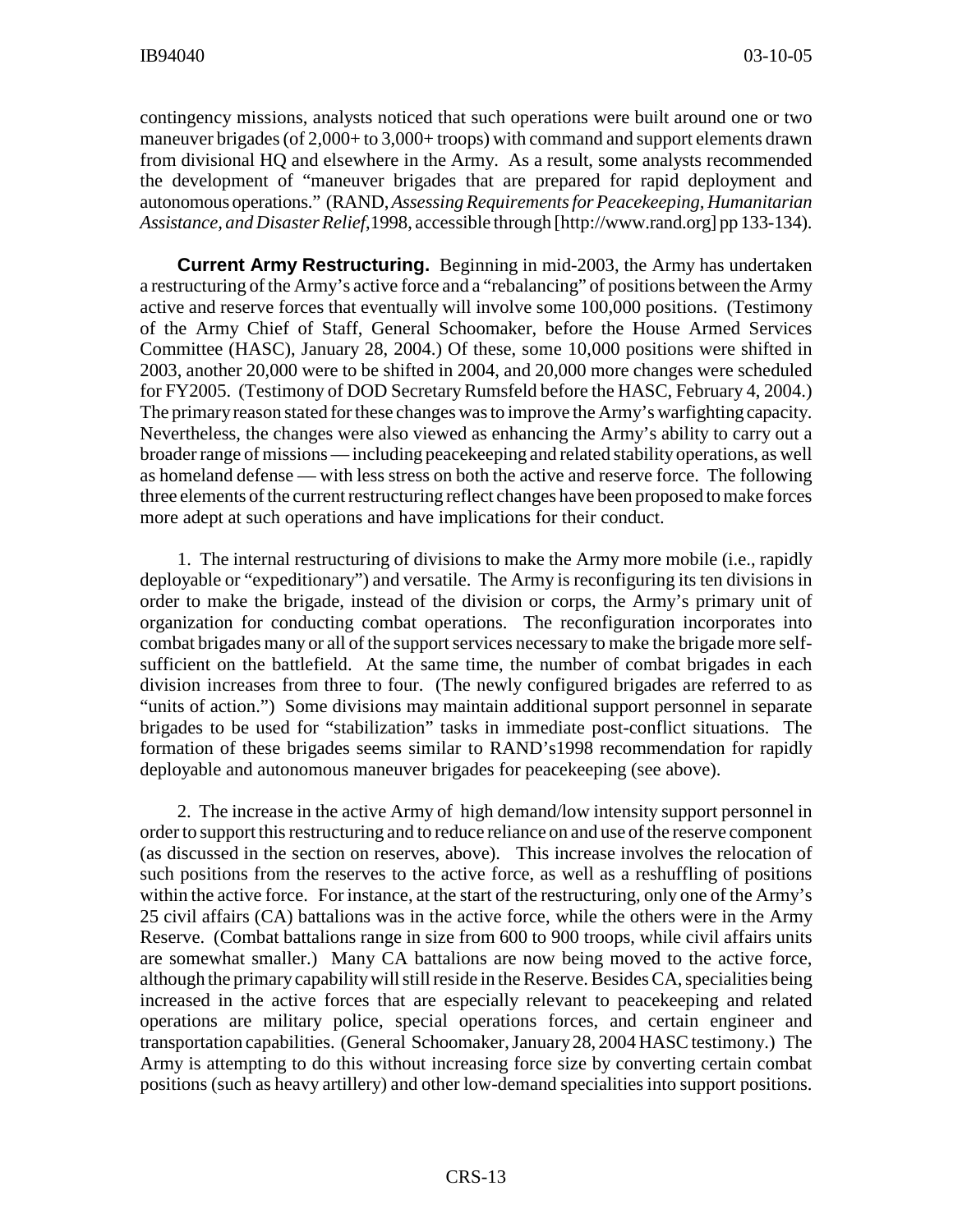contingency missions, analysts noticed that such operations were built around one or two maneuver brigades (of 2,000+ to 3,000+ troops) with command and support elements drawn from divisional HQ and elsewhere in the Army. As a result, some analysts recommended the development of "maneuver brigades that are prepared for rapid deployment and autonomous operations." (RAND, *Assessing Requirements for Peacekeeping, Humanitarian Assistance, and Disaster Relief*,1998, accessible through [http://www.rand.org] pp 133-134).

**Current Army Restructuring.** Beginning in mid-2003, the Army has undertaken a restructuring of the Army's active force and a "rebalancing" of positions between the Army active and reserve forces that eventually will involve some 100,000 positions. (Testimony of the Army Chief of Staff, General Schoomaker, before the House Armed Services Committee (HASC), January 28, 2004.) Of these, some 10,000 positions were shifted in 2003, another 20,000 were to be shifted in 2004, and 20,000 more changes were scheduled for FY2005. (Testimony of DOD Secretary Rumsfeld before the HASC, February 4, 2004.) The primary reason stated for these changes was to improve the Army's warfighting capacity. Nevertheless, the changes were also viewed as enhancing the Army's ability to carry out a broader range of missions — including peacekeeping and related stability operations, as well as homeland defense — with less stress on both the active and reserve force. The following three elements of the current restructuring reflect changes have been proposed to make forces more adept at such operations and have implications for their conduct.

1. The internal restructuring of divisions to make the Army more mobile (i.e., rapidly deployable or "expeditionary") and versatile. The Army is reconfiguring its ten divisions in order to make the brigade, instead of the division or corps, the Army's primary unit of organization for conducting combat operations. The reconfiguration incorporates into combat brigades many or all of the support services necessary to make the brigade more self-sufficient on the battlefield. At the same time, the number of combat brigades in each division increases from three to four. (The newly configured brigades are referred to as "units of action.") Some divisions may maintain additional support personnel in separate brigades to be used for "stabilization" tasks in immediate post-conflict situations. The formation of these brigades seems similar to RAND's1998 recommendation for rapidly deployable and autonomous maneuver brigades for peacekeeping (see above).

2. The increase in the active Army of high demand/low intensity support personnel in order to support this restructuring and to reduce reliance on and use of the reserve component (as discussed in the section on reserves, above). This increase involves the relocation of such positions from the reserves to the active force, as well as a reshuffling of positions within the active force. For instance, at the start of the restructuring, only one of the Army's 25 civil affairs (CA) battalions was in the active force, while the others were in the Army Reserve. (Combat battalions range in size from 600 to 900 troops, while civil affairs units are somewhat smaller.) Many CA battalions are now being moved to the active force, although the primary capability will still reside in the Reserve. Besides CA, specialities being increased in the active forces that are especially relevant to peacekeeping and related operations are military police, special operations forces, and certain engineer and transportation capabilities. (General Schoomaker, January 28, 2004 HASC testimony.) The Army is attempting to do this without increasing force size by converting certain combat positions (such as heavy artillery) and other low-demand specialities into support positions.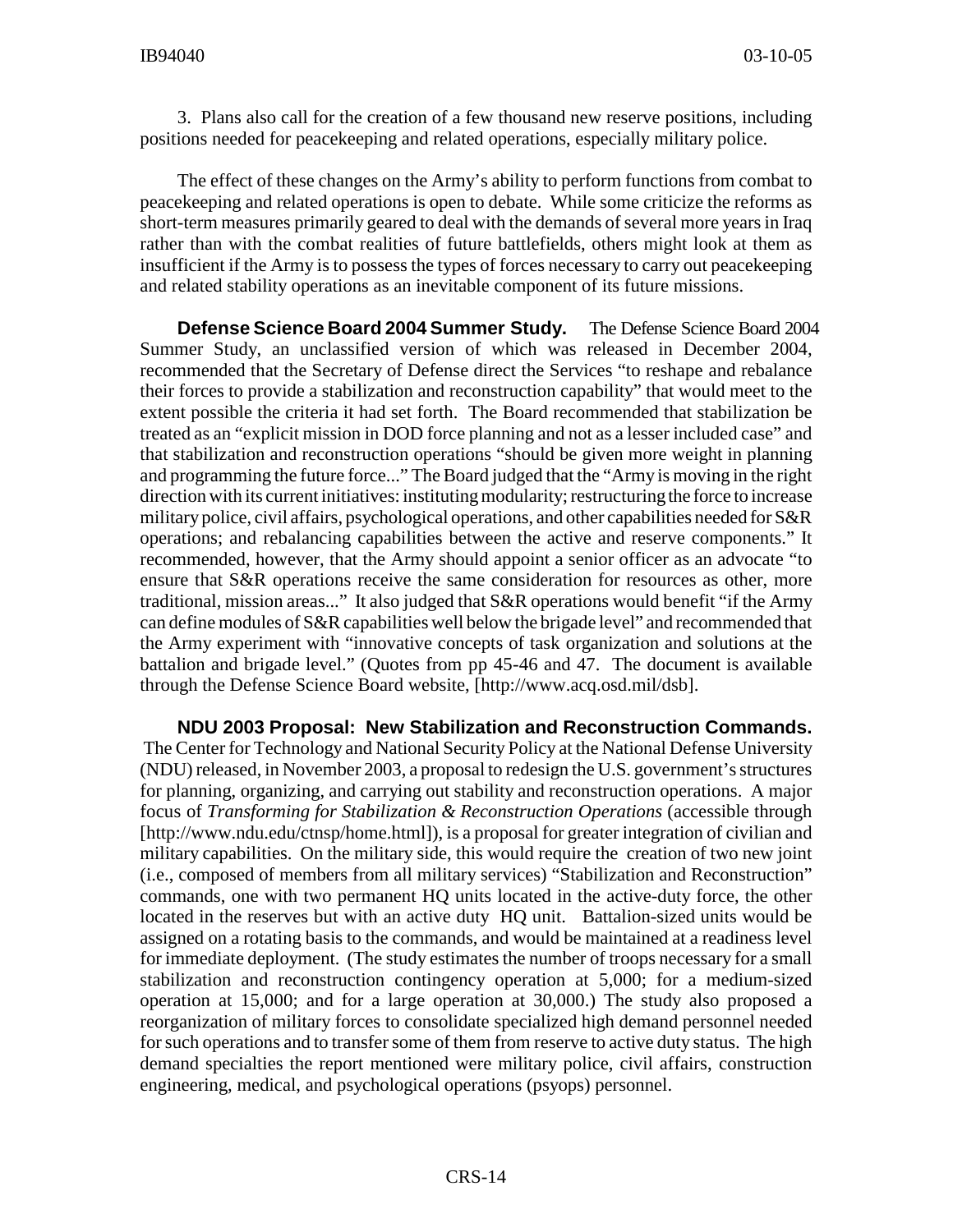3. Plans also call for the creation of a few thousand new reserve positions, including positions needed for peacekeeping and related operations, especially military police.

The effect of these changes on the Army's ability to perform functions from combat to peacekeeping and related operations is open to debate. While some criticize the reforms as short-term measures primarily geared to deal with the demands of several more years in Iraq rather than with the combat realities of future battlefields, others might look at them as insufficient if the Army is to possess the types of forces necessary to carry out peacekeeping and related stability operations as an inevitable component of its future missions.

**Defense Science Board 2004 Summer Study.** The Defense Science Board 2004 Summer Study, an unclassified version of which was released in December 2004, recommended that the Secretary of Defense direct the Services "to reshape and rebalance their forces to provide a stabilization and reconstruction capability" that would meet to the extent possible the criteria it had set forth. The Board recommended that stabilization be treated as an "explicit mission in DOD force planning and not as a lesser included case" and that stabilization and reconstruction operations "should be given more weight in planning and programming the future force..." The Board judged that the "Army is moving in the right direction with its current initiatives: instituting modularity; restructuring the force to increase military police, civil affairs, psychological operations, and other capabilities needed for S&R operations; and rebalancing capabilities between the active and reserve components." It recommended, however, that the Army should appoint a senior officer as an advocate "to ensure that S&R operations receive the same consideration for resources as other, more traditional, mission areas..." It also judged that S&R operations would benefit "if the Army can define modules of S&R capabilities well below the brigade level" and recommended that the Army experiment with "innovative concepts of task organization and solutions at the battalion and brigade level." (Quotes from pp 45-46 and 47. The document is available through the Defense Science Board website, [http://www.acq.osd.mil/dsb].

**NDU 2003 Proposal: New Stabilization and Reconstruction Commands.** The Center for Technology and National Security Policy at the National Defense University (NDU) released, in November 2003, a proposal to redesign the U.S. government's structures for planning, organizing, and carrying out stability and reconstruction operations. A major focus of *Transforming for Stabilization & Reconstruction Operations* (accessible through [http://www.ndu.edu/ctnsp/home.html]), is a proposal for greater integration of civilian and military capabilities. On the military side, this would require the creation of two new joint (i.e., composed of members from all military services) "Stabilization and Reconstruction" commands, one with two permanent HQ units located in the active-duty force, the other located in the reserves but with an active duty HQ unit. Battalion-sized units would be assigned on a rotating basis to the commands, and would be maintained at a readiness level for immediate deployment. (The study estimates the number of troops necessary for a small stabilization and reconstruction contingency operation at 5,000; for a medium-sized operation at 15,000; and for a large operation at 30,000.) The study also proposed a reorganization of military forces to consolidate specialized high demand personnel needed for such operations and to transfer some of them from reserve to active duty status. The high demand specialties the report mentioned were military police, civil affairs, construction engineering, medical, and psychological operations (psyops) personnel.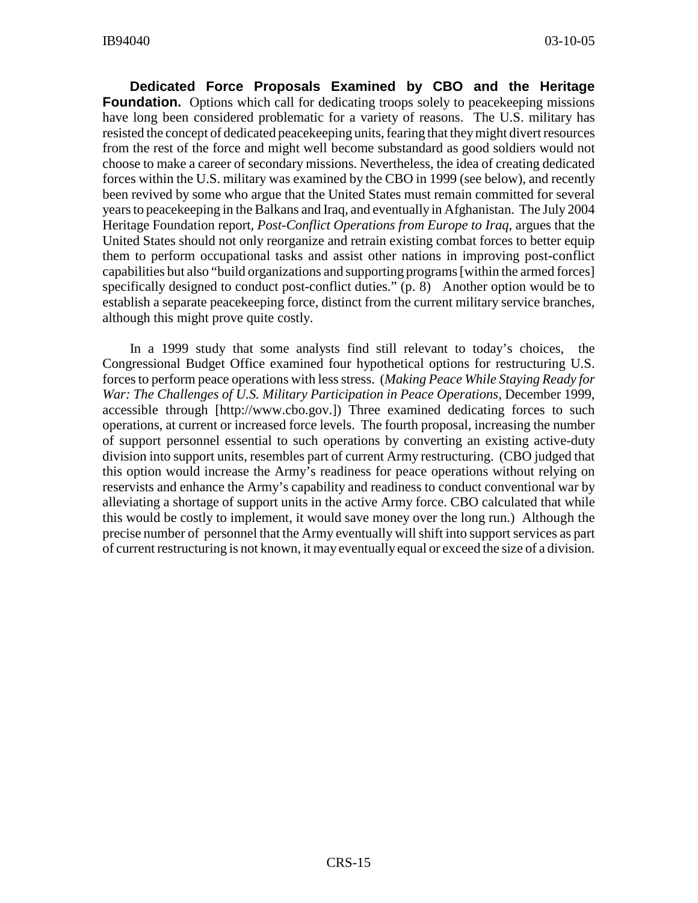**Dedicated Force Proposals Examined by CBO and the Heritage Foundation.** Options which call for dedicating troops solely to peacekeeping missions have long been considered problematic for a variety of reasons. The U.S. military has resisted the concept of dedicated peacekeeping units, fearing that they might divert resources from the rest of the force and might well become substandard as good soldiers would not choose to make a career of secondary missions. Nevertheless, the idea of creating dedicated forces within the U.S. military was examined by the CBO in 1999 (see below), and recently been revived by some who argue that the United States must remain committed for several years to peacekeeping in the Balkans and Iraq, and eventually in Afghanistan. The July 2004 Heritage Foundation report, *Post-Conflict Operations from Europe to Iraq*, argues that the United States should not only reorganize and retrain existing combat forces to better equip them to perform occupational tasks and assist other nations in improving post-conflict capabilities but also "build organizations and supporting programs [within the armed forces] specifically designed to conduct post-conflict duties." (p. 8) Another option would be to establish a separate peacekeeping force, distinct from the current military service branches, although this might prove quite costly.

In a 1999 study that some analysts find still relevant to today's choices, the Congressional Budget Office examined four hypothetical options for restructuring U.S. forces to perform peace operations with less stress. (*Making Peace While Staying Ready for War: The Challenges of U.S. Military Participation in Peace Operations,* December 1999, accessible through [http://www.cbo.gov.]) Three examined dedicating forces to such operations, at current or increased force levels. The fourth proposal, increasing the number of support personnel essential to such operations by converting an existing active-duty division into support units, resembles part of current Army restructuring. (CBO judged that this option would increase the Army's readiness for peace operations without relying on reservists and enhance the Army's capability and readiness to conduct conventional war by alleviating a shortage of support units in the active Army force. CBO calculated that while this would be costly to implement, it would save money over the long run.) Although the precise number of personnel that the Army eventually will shift into support services as part of current restructuring is not known, it may eventually equal or exceed the size of a division.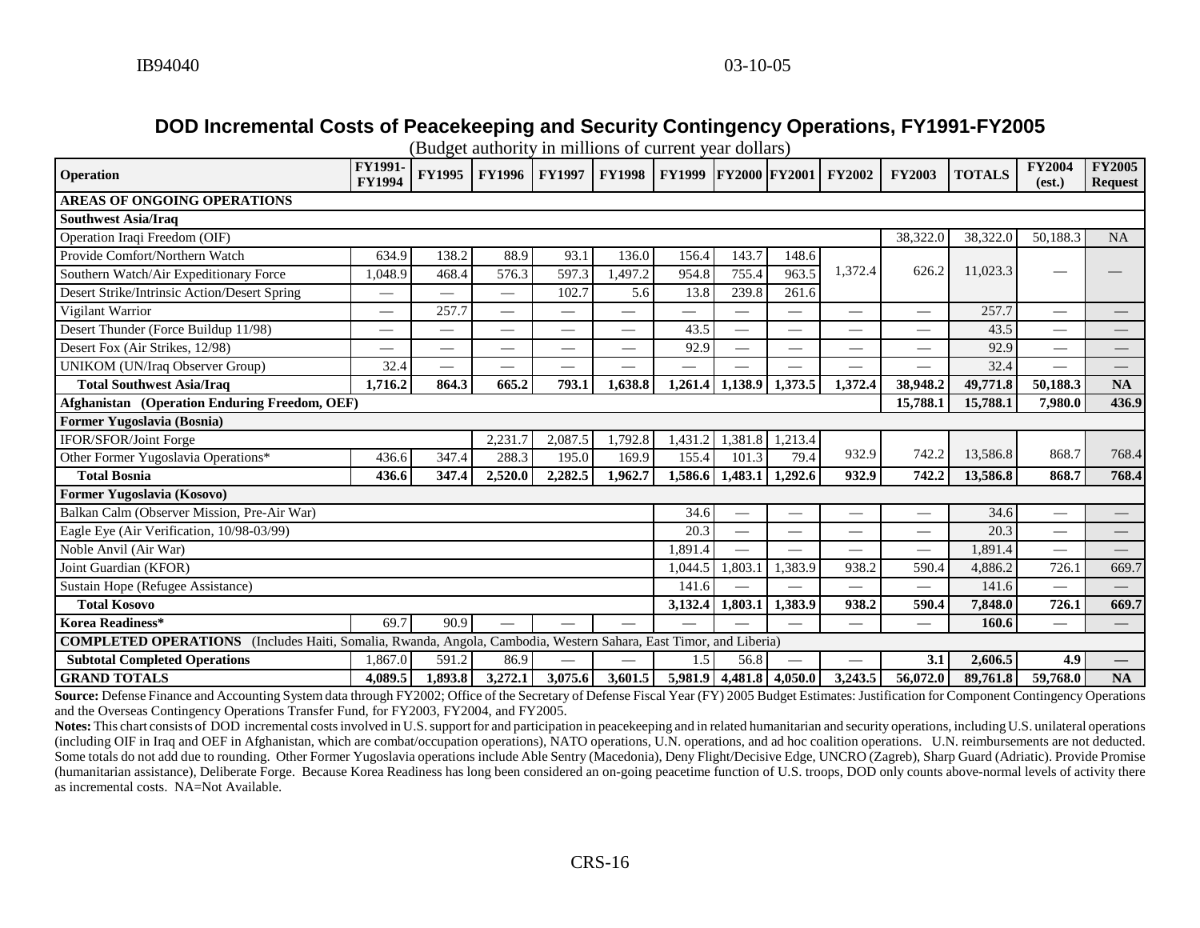## DOD Incremental Costs of Peacekeeping and Security Contingency Operations, FY1991-FY2005

(Budget authority in millions of current year dollars)

| Operation | FY1991-FY1994 | FY1995 | FY1996 | FY1997 | FY1998 | FY1999 | FY2000 | FY2001 | FY2002 | FY2003 | TOTALS | FY2004 (est.) | FY2005 Request |
|---|---|---|---|---|---|---|---|---|---|---|---|---|---|
| **AREAS OF ONGOING OPERATIONS** | | | | | | | | | | | | | |
| **Southwest Asia/Iraq** | | | | | | | | | | | | | |
| Operation Iraqi Freedom (OIF) | | | | | | | | | | 38,322.0 | 38,322.0 | 50,188.3 | NA |
| Provide Comfort/Northern Watch | 634.9 | 138.2 | 88.9 | 93.1 | 136.0 | 156.4 | 143.7 | 148.6 | 1,372.4 | 626.2 | 11,023.3 | — | — |
| Southern Watch/Air Expeditionary Force | 1,048.9 | 468.4 | 576.3 | 597.3 | 1,497.2 | 954.8 | 755.4 | 963.5 | | | | | |
| Desert Strike/Intrinsic Action/Desert Spring | — | — | — | 102.7 | 5.6 | 13.8 | 239.8 | 261.6 | | | | | |
| Vigilant Warrior | — | 257.7 | — | — | — | — | — | — | — | — | 257.7 | — | — |
| Desert Thunder (Force Buildup 11/98) | — | — | — | — | — | 43.5 | — | — | — | — | 43.5 | — | — |
| Desert Fox (Air Strikes, 12/98) | — | — | — | — | — | 92.9 | — | — | — | — | 92.9 | — | — |
| UNIKOM (UN/Iraq Observer Group) | 32.4 | — | — | — | — | — | — | — | — | — | 32.4 | — | — |
| **Total Southwest Asia/Iraq** | **1,716.2** | **864.3** | **665.2** | **793.1** | **1,638.8** | **1,261.4** | **1,138.9** | **1,373.5** | **1,372.4** | **38,948.2** | **49,771.8** | **50,188.3** | **NA** |
| **Afghanistan (Operation Enduring Freedom, OEF)** | | | | | | | | | | **15,788.1** | **15,788.1** | **7,980.0** | **436.9** |
| **Former Yugoslavia (Bosnia)** | | | | | | | | | | | | | |
| IFOR/SFOR/Joint Forge | | | 2,231.7 | 2,087.5 | 1,792.8 | 1,431.2 | 1,381.8 | 1,213.4 | 932.9 | 742.2 | 13,586.8 | 868.7 | 768.4 |
| Other Former Yugoslavia Operations* | 436.6 | 347.4 | 288.3 | 195.0 | 169.9 | 155.4 | 101.3 | 79.4 | | | | | |
| **Total Bosnia** | **436.6** | **347.4** | **2,520.0** | **2,282.5** | **1,962.7** | **1,586.6** | **1,483.1** | **1,292.6** | **932.9** | **742.2** | **13,586.8** | **868.7** | **768.4** |
| **Former Yugoslavia (Kosovo)** | | | | | | | | | | | | | |
| Balkan Calm (Observer Mission, Pre-Air War) | | | | | | 34.6 | — | — | — | — | 34.6 | — | — |
| Eagle Eye (Air Verification, 10/98-03/99) | | | | | | 20.3 | — | — | — | — | 20.3 | — | — |
| Noble Anvil (Air War) | | | | | | 1,891.4 | — | — | — | — | 1,891.4 | — | — |
| Joint Guardian (KFOR) | | | | | | 1,044.5 | 1,803.1 | 1,383.9 | 938.2 | 590.4 | 4,886.2 | 726.1 | 669.7 |
| Sustain Hope (Refugee Assistance) | | | | | | 141.6 | — | — | — | — | 141.6 | — | — |
| **Total Kosovo** | | | | | | **3,132.4** | **1,803.1** | **1,383.9** | **938.2** | **590.4** | **7,848.0** | **726.1** | **669.7** |
| **Korea Readiness*** | 69.7 | 90.9 | — | — | — | — | — | — | — | — | **160.6** | — | — |
| **COMPLETED OPERATIONS** (Includes Haiti, Somalia, Rwanda, Angola, Cambodia, Western Sahara, East Timor, and Liberia) | | | | | | | | | | | | | |
| **Subtotal Completed Operations** | 1,867.0 | 591.2 | 86.9 | — | — | 1.5 | 56.8 | — | — | **3.1** | **2,606.5** | **4.9** | **—** |
| **GRAND TOTALS** | **4,089.5** | **1,893.8** | **3,272.1** | **3,075.6** | **3,601.5** | **5,981.9** | **4,481.8** | **4,050.0** | **3,243.5** | **56,072.0** | **89,761.8** | **59,768.0** | **NA** |

**Source:** Defense Finance and Accounting System data through FY2002; Office of the Secretary of Defense Fiscal Year (FY) 2005 Budget Estimates: Justification for Component Contingency Operations and the Overseas Contingency Operations Transfer Fund, for FY2003, FY2004, and FY2005.

**Notes:** This chart consists of DOD incremental costs involved in U.S. support for and participation in peacekeeping and in related humanitarian and security operations, including U.S. unilateral operations (including OIF in Iraq and OEF in Afghanistan, which are combat/occupation operations), NATO operations, U.N. operations, and ad hoc coalition operations. U.N. reimbursements are not deducted. Some totals do not add due to rounding. Other Former Yugoslavia operations include Able Sentry (Macedonia), Deny Flight/Decisive Edge, UNCRO (Zagreb), Sharp Guard (Adriatic). Provide Promise (humanitarian assistance), Deliberate Forge. Because Korea Readiness has long been considered an on-going peacetime function of U.S. troops, DOD only counts above-normal levels of activity there as incremental costs. NA=Not Available.